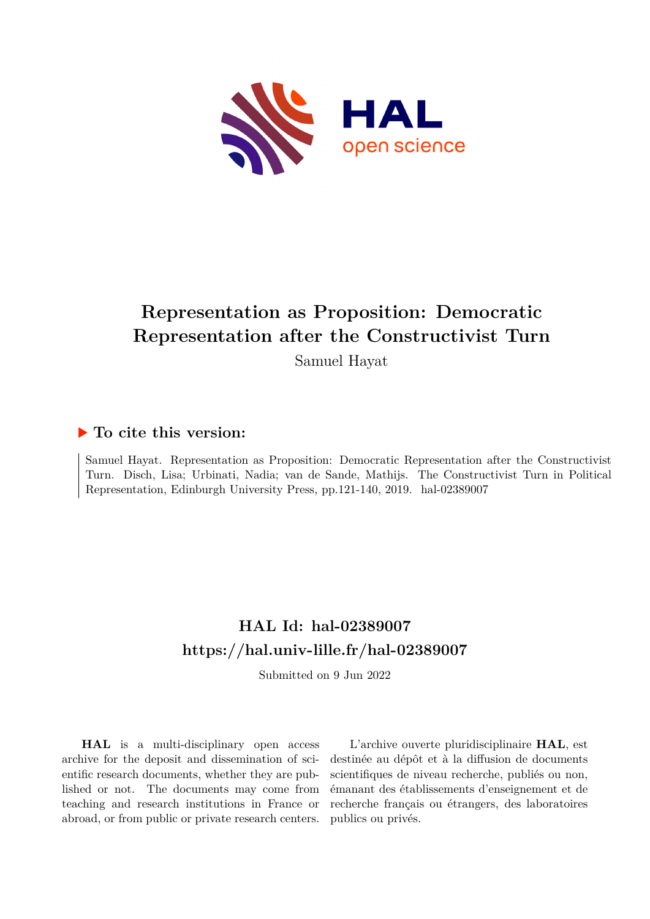# Representation as Proposition: Democratic Representation after the Constructivist Turn

Samuel Hayat

## ▶ To cite this version:

Samuel Hayat. Representation as Proposition: Democratic Representation after the Constructivist Turn. Disch, Lisa; Urbinati, Nadia; van de Sande, Mathijs. The Constructivist Turn in Political Representation, Edinburgh University Press, pp.121-140, 2019. hal-02389007

## HAL Id: hal-02389007

## https://hal.univ-lille.fr/hal-02389007

Submitted on 9 Jun 2022

**HAL** is a multi-disciplinary open access archive for the deposit and dissemination of scientific research documents, whether they are published or not. The documents may come from teaching and research institutions in France or abroad, or from public or private research centers.

L'archive ouverte pluridisciplinaire **HAL**, est destinée au dépôt et à la diffusion de documents scientifiques de niveau recherche, publiés ou non, émanant des établissements d'enseignement et de recherche français ou étrangers, des laboratoires publics ou privés.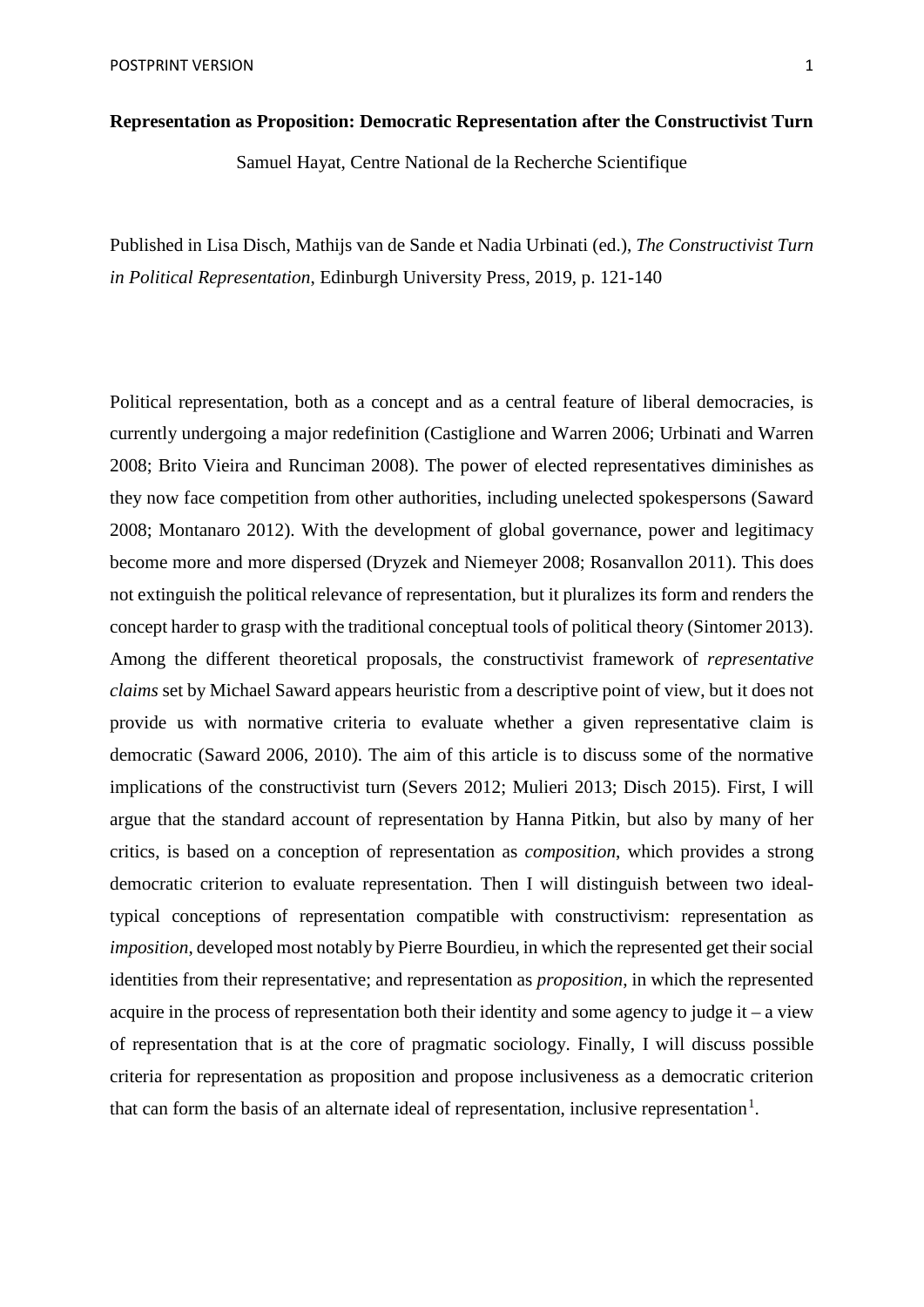**Representation as Proposition: Democratic Representation after the Constructivist Turn**

Samuel Hayat, Centre National de la Recherche Scientifique

Published in Lisa Disch, Mathijs van de Sande et Nadia Urbinati (ed.), *The Constructivist Turn in Political Representation*, Edinburgh University Press, 2019, p. 121-140

Political representation, both as a concept and as a central feature of liberal democracies, is currently undergoing a major redefinition (Castiglione and Warren 2006; Urbinati and Warren 2008; Brito Vieira and Runciman 2008). The power of elected representatives diminishes as they now face competition from other authorities, including unelected spokespersons (Saward 2008; Montanaro 2012). With the development of global governance, power and legitimacy become more and more dispersed (Dryzek and Niemeyer 2008; Rosanvallon 2011). This does not extinguish the political relevance of representation, but it pluralizes its form and renders the concept harder to grasp with the traditional conceptual tools of political theory (Sintomer 2013). Among the different theoretical proposals, the constructivist framework of *representative claims* set by Michael Saward appears heuristic from a descriptive point of view, but it does not provide us with normative criteria to evaluate whether a given representative claim is democratic (Saward 2006, 2010). The aim of this article is to discuss some of the normative implications of the constructivist turn (Severs 2012; Mulieri 2013; Disch 2015). First, I will argue that the standard account of representation by Hanna Pitkin, but also by many of her critics, is based on a conception of representation as *composition*, which provides a strong democratic criterion to evaluate representation. Then I will distinguish between two ideal-typical conceptions of representation compatible with constructivism: representation as *imposition*, developed most notably by Pierre Bourdieu, in which the represented get their social identities from their representative; and representation as *proposition*, in which the represented acquire in the process of representation both their identity and some agency to judge it – a view of representation that is at the core of pragmatic sociology. Finally, I will discuss possible criteria for representation as proposition and propose inclusiveness as a democratic criterion that can form the basis of an alternate ideal of representation, inclusive representation[1].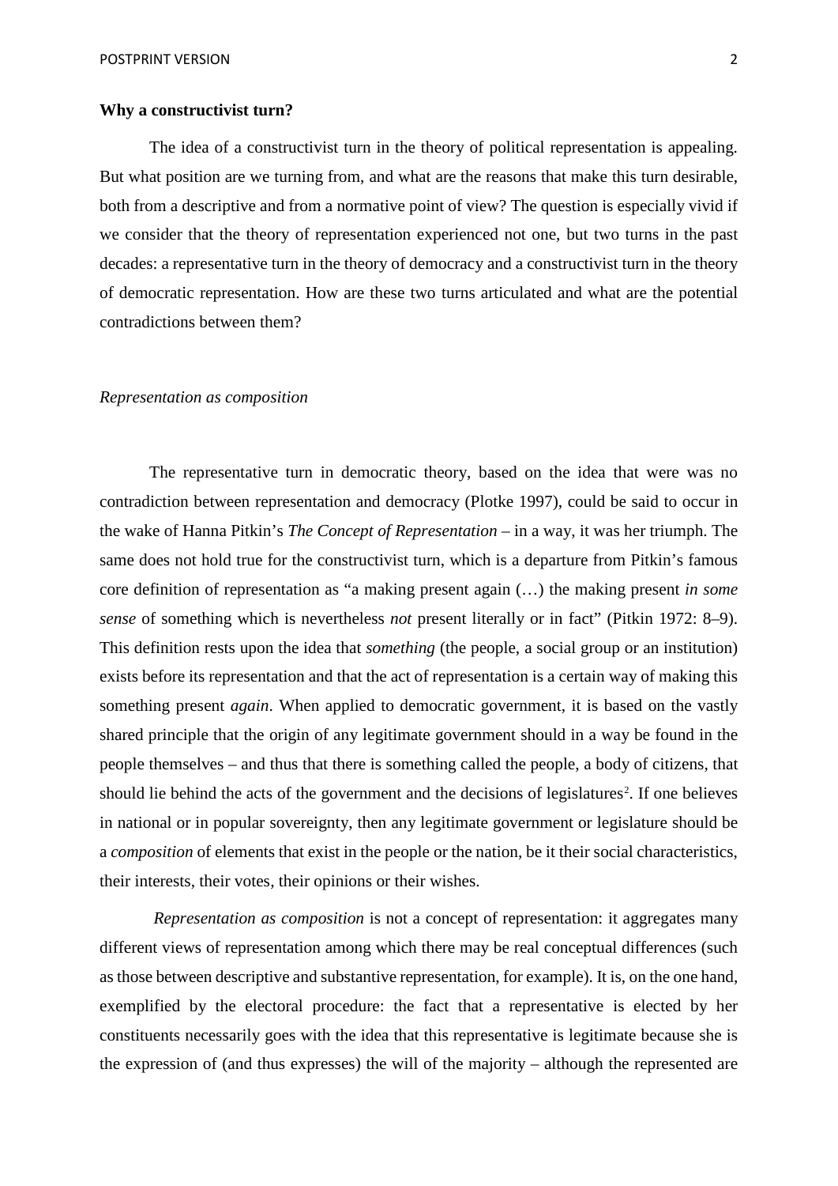## Why a constructivist turn?

The idea of a constructivist turn in the theory of political representation is appealing. But what position are we turning from, and what are the reasons that make this turn desirable, both from a descriptive and from a normative point of view? The question is especially vivid if we consider that the theory of representation experienced not one, but two turns in the past decades: a representative turn in the theory of democracy and a constructivist turn in the theory of democratic representation. How are these two turns articulated and what are the potential contradictions between them?

### *Representation as composition*

The representative turn in democratic theory, based on the idea that were was no contradiction between representation and democracy (Plotke 1997), could be said to occur in the wake of Hanna Pitkin's *The Concept of Representation* – in a way, it was her triumph. The same does not hold true for the constructivist turn, which is a departure from Pitkin's famous core definition of representation as "a making present again (…) the making present *in some sense* of something which is nevertheless *not* present literally or in fact" (Pitkin 1972: 8–9). This definition rests upon the idea that *something* (the people, a social group or an institution) exists before its representation and that the act of representation is a certain way of making this something present *again*. When applied to democratic government, it is based on the vastly shared principle that the origin of any legitimate government should in a way be found in the people themselves – and thus that there is something called the people, a body of citizens, that should lie behind the acts of the government and the decisions of legislatures[2]. If one believes in national or in popular sovereignty, then any legitimate government or legislature should be a *composition* of elements that exist in the people or the nation, be it their social characteristics, their interests, their votes, their opinions or their wishes.

*Representation as composition* is not a concept of representation: it aggregates many different views of representation among which there may be real conceptual differences (such as those between descriptive and substantive representation, for example). It is, on the one hand, exemplified by the electoral procedure: the fact that a representative is elected by her constituents necessarily goes with the idea that this representative is legitimate because she is the expression of (and thus expresses) the will of the majority – although the represented are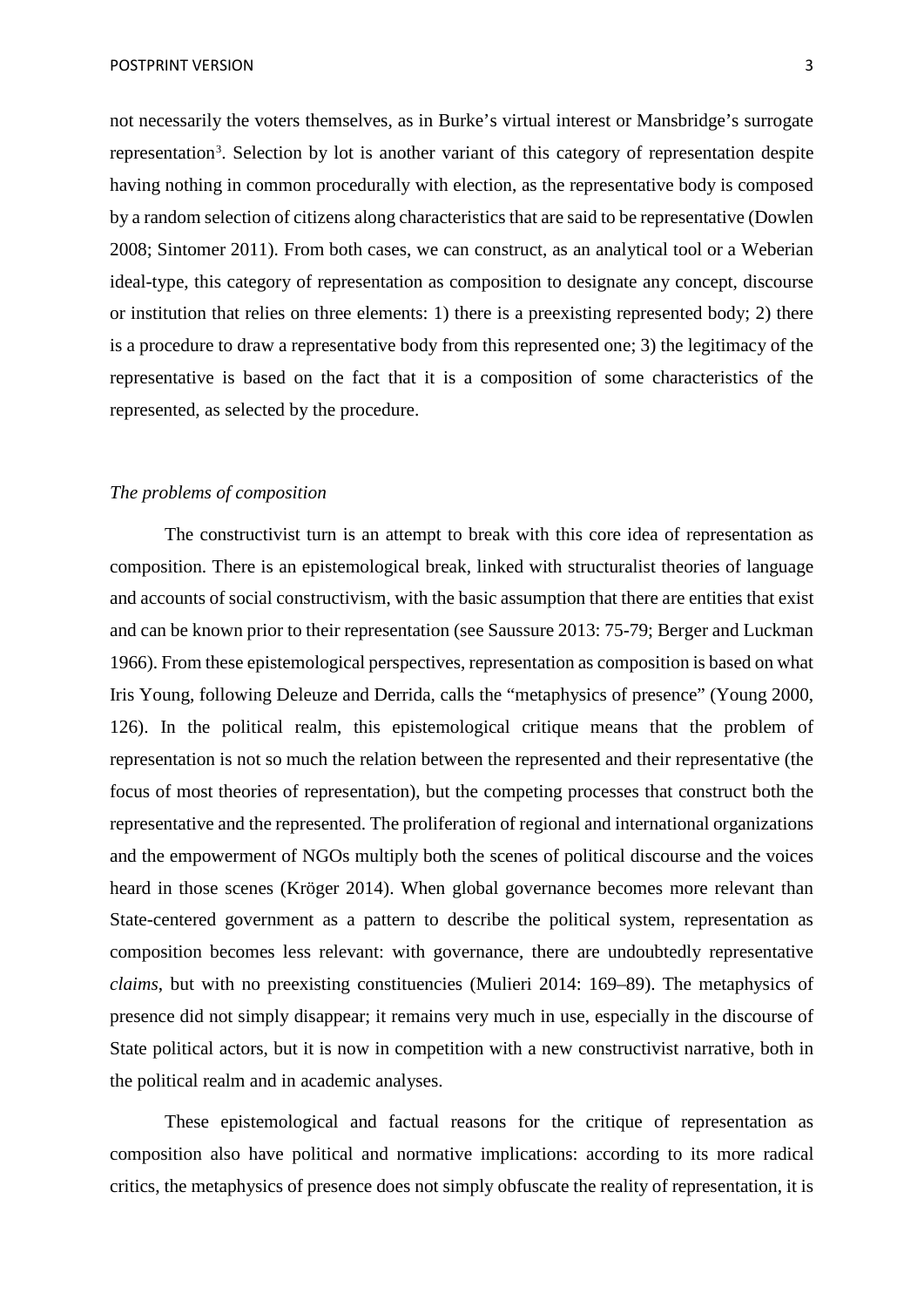not necessarily the voters themselves, as in Burke's virtual interest or Mansbridge's surrogate representation[3]. Selection by lot is another variant of this category of representation despite having nothing in common procedurally with election, as the representative body is composed by a random selection of citizens along characteristics that are said to be representative (Dowlen 2008; Sintomer 2011). From both cases, we can construct, as an analytical tool or a Weberian ideal-type, this category of representation as composition to designate any concept, discourse or institution that relies on three elements: 1) there is a preexisting represented body; 2) there is a procedure to draw a representative body from this represented one; 3) the legitimacy of the representative is based on the fact that it is a composition of some characteristics of the represented, as selected by the procedure.

*The problems of composition*

The constructivist turn is an attempt to break with this core idea of representation as composition. There is an epistemological break, linked with structuralist theories of language and accounts of social constructivism, with the basic assumption that there are entities that exist and can be known prior to their representation (see Saussure 2013: 75-79; Berger and Luckman 1966). From these epistemological perspectives, representation as composition is based on what Iris Young, following Deleuze and Derrida, calls the "metaphysics of presence" (Young 2000, 126). In the political realm, this epistemological critique means that the problem of representation is not so much the relation between the represented and their representative (the focus of most theories of representation), but the competing processes that construct both the representative and the represented. The proliferation of regional and international organizations and the empowerment of NGOs multiply both the scenes of political discourse and the voices heard in those scenes (Kröger 2014). When global governance becomes more relevant than State-centered government as a pattern to describe the political system, representation as composition becomes less relevant: with governance, there are undoubtedly representative *claims*, but with no preexisting constituencies (Mulieri 2014: 169–89). The metaphysics of presence did not simply disappear; it remains very much in use, especially in the discourse of State political actors, but it is now in competition with a new constructivist narrative, both in the political realm and in academic analyses.

These epistemological and factual reasons for the critique of representation as composition also have political and normative implications: according to its more radical critics, the metaphysics of presence does not simply obfuscate the reality of representation, it is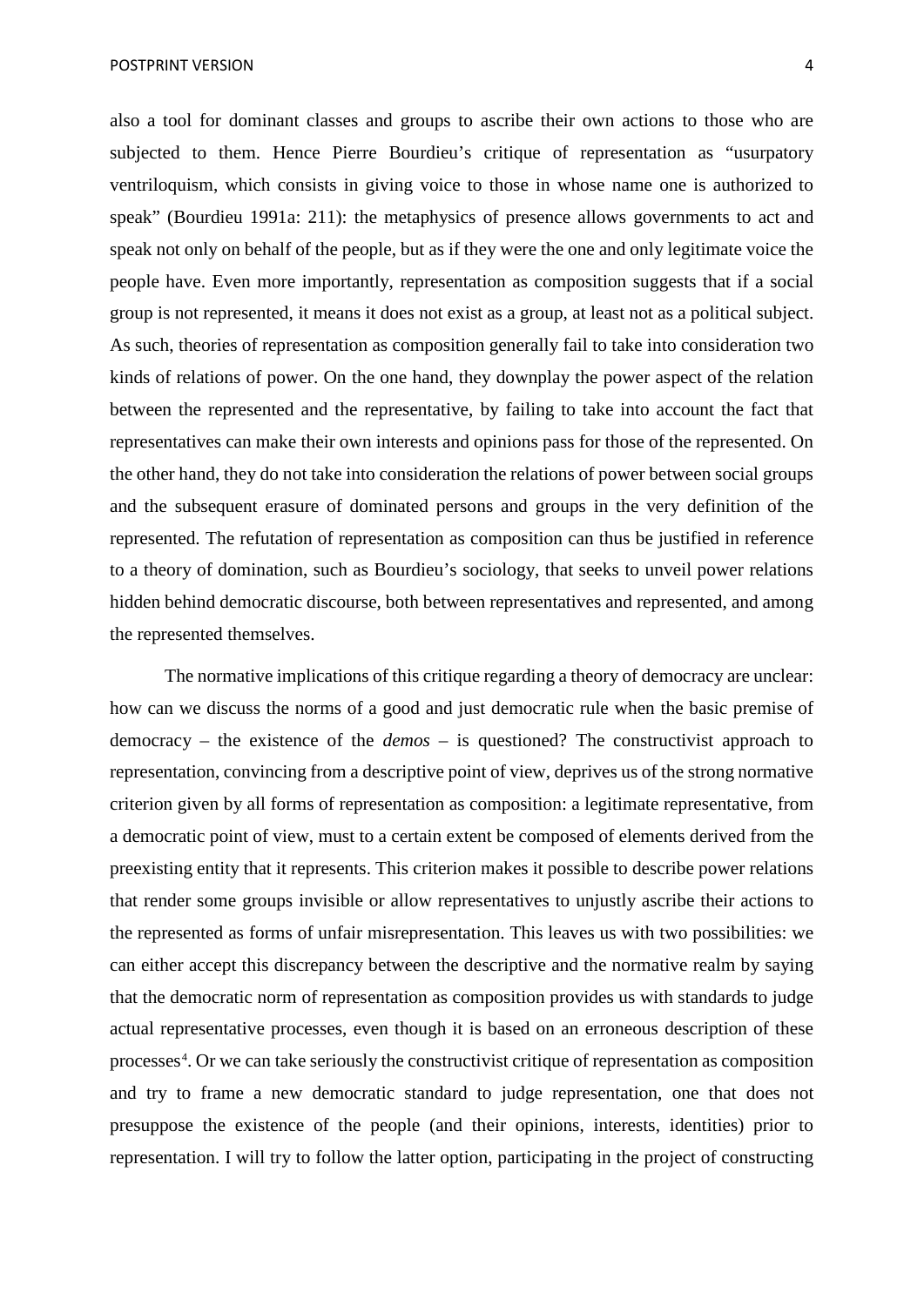also a tool for dominant classes and groups to ascribe their own actions to those who are subjected to them. Hence Pierre Bourdieu's critique of representation as "usurpatory ventriloquism, which consists in giving voice to those in whose name one is authorized to speak" (Bourdieu 1991a: 211): the metaphysics of presence allows governments to act and speak not only on behalf of the people, but as if they were the one and only legitimate voice the people have. Even more importantly, representation as composition suggests that if a social group is not represented, it means it does not exist as a group, at least not as a political subject. As such, theories of representation as composition generally fail to take into consideration two kinds of relations of power. On the one hand, they downplay the power aspect of the relation between the represented and the representative, by failing to take into account the fact that representatives can make their own interests and opinions pass for those of the represented. On the other hand, they do not take into consideration the relations of power between social groups and the subsequent erasure of dominated persons and groups in the very definition of the represented. The refutation of representation as composition can thus be justified in reference to a theory of domination, such as Bourdieu's sociology, that seeks to unveil power relations hidden behind democratic discourse, both between representatives and represented, and among the represented themselves.

The normative implications of this critique regarding a theory of democracy are unclear: how can we discuss the norms of a good and just democratic rule when the basic premise of democracy – the existence of the *demos* – is questioned? The constructivist approach to representation, convincing from a descriptive point of view, deprives us of the strong normative criterion given by all forms of representation as composition: a legitimate representative, from a democratic point of view, must to a certain extent be composed of elements derived from the preexisting entity that it represents. This criterion makes it possible to describe power relations that render some groups invisible or allow representatives to unjustly ascribe their actions to the represented as forms of unfair misrepresentation. This leaves us with two possibilities: we can either accept this discrepancy between the descriptive and the normative realm by saying that the democratic norm of representation as composition provides us with standards to judge actual representative processes, even though it is based on an erroneous description of these processes[4]. Or we can take seriously the constructivist critique of representation as composition and try to frame a new democratic standard to judge representation, one that does not presuppose the existence of the people (and their opinions, interests, identities) prior to representation. I will try to follow the latter option, participating in the project of constructing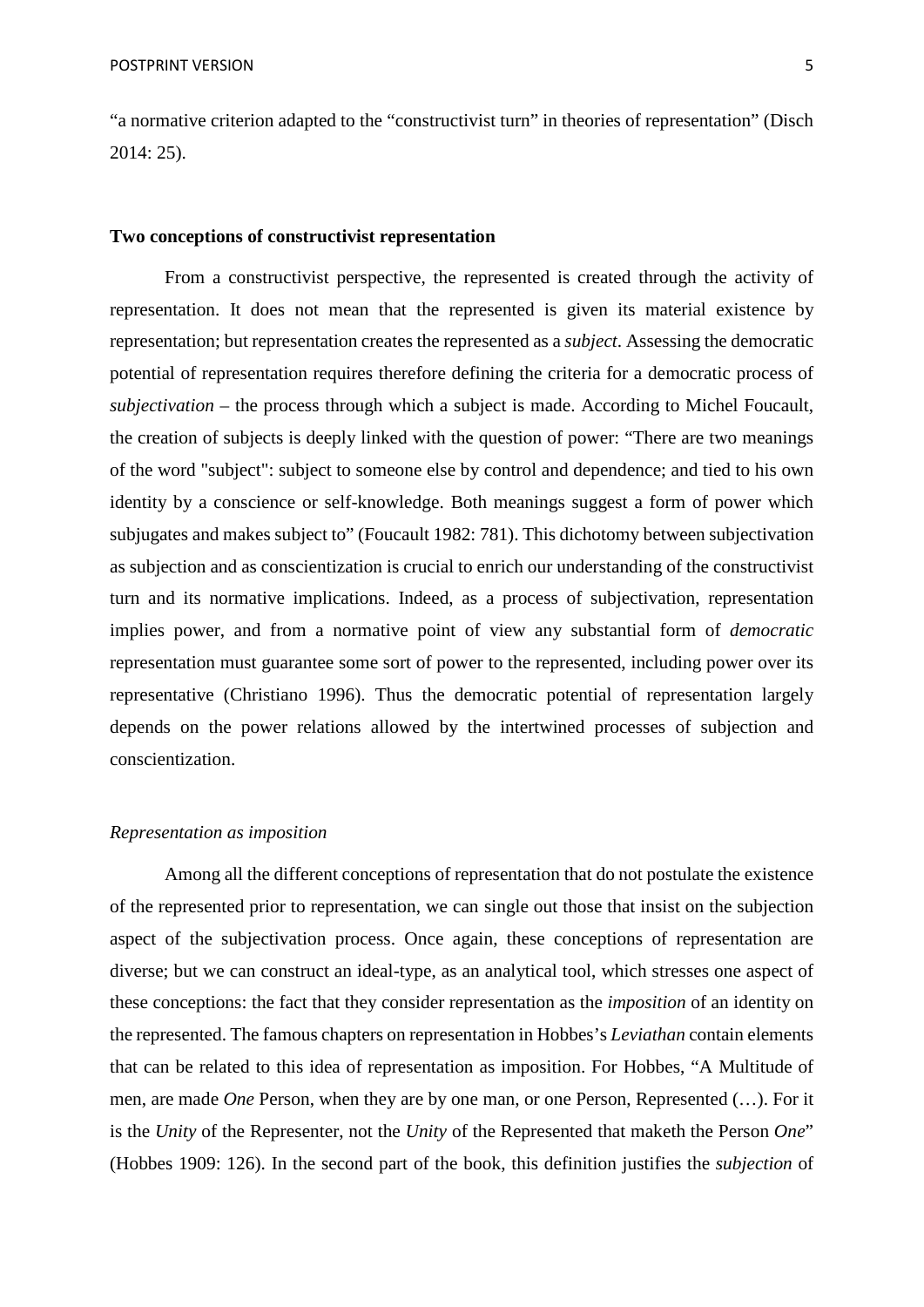“a normative criterion adapted to the “constructivist turn” in theories of representation” (Disch 2014: 25).

## Two conceptions of constructivist representation

From a constructivist perspective, the represented is created through the activity of representation. It does not mean that the represented is given its material existence by representation; but representation creates the represented as a *subject*. Assessing the democratic potential of representation requires therefore defining the criteria for a democratic process of *subjectivation* – the process through which a subject is made. According to Michel Foucault, the creation of subjects is deeply linked with the question of power: “There are two meanings of the word "subject": subject to someone else by control and dependence; and tied to his own identity by a conscience or self-knowledge. Both meanings suggest a form of power which subjugates and makes subject to” (Foucault 1982: 781). This dichotomy between subjectivation as subjection and as conscientization is crucial to enrich our understanding of the constructivist turn and its normative implications. Indeed, as a process of subjectivation, representation implies power, and from a normative point of view any substantial form of *democratic* representation must guarantee some sort of power to the represented, including power over its representative (Christiano 1996). Thus the democratic potential of representation largely depends on the power relations allowed by the intertwined processes of subjection and conscientization.

### *Representation as imposition*

Among all the different conceptions of representation that do not postulate the existence of the represented prior to representation, we can single out those that insist on the subjection aspect of the subjectivation process. Once again, these conceptions of representation are diverse; but we can construct an ideal-type, as an analytical tool, which stresses one aspect of these conceptions: the fact that they consider representation as the *imposition* of an identity on the represented. The famous chapters on representation in Hobbes’s *Leviathan* contain elements that can be related to this idea of representation as imposition. For Hobbes, “A Multitude of men, are made *One* Person, when they are by one man, or one Person, Represented (…). For it is the *Unity* of the Representer, not the *Unity* of the Represented that maketh the Person *One*” (Hobbes 1909: 126). In the second part of the book, this definition justifies the *subjection* of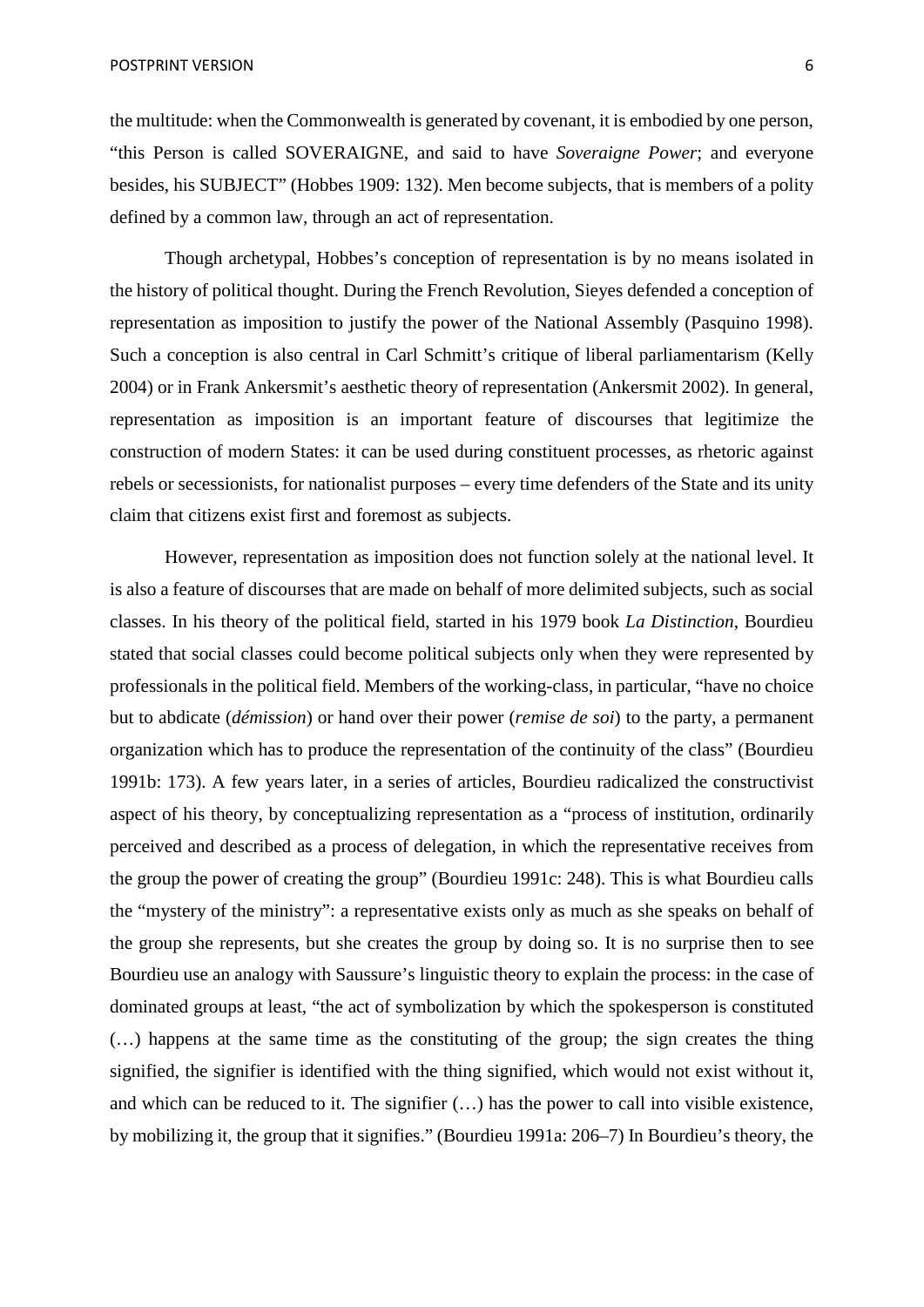the multitude: when the Commonwealth is generated by covenant, it is embodied by one person, "this Person is called SOVERAIGNE, and said to have *Soveraigne Power*; and everyone besides, his SUBJECT" (Hobbes 1909: 132). Men become subjects, that is members of a polity defined by a common law, through an act of representation.

Though archetypal, Hobbes's conception of representation is by no means isolated in the history of political thought. During the French Revolution, Sieyes defended a conception of representation as imposition to justify the power of the National Assembly (Pasquino 1998). Such a conception is also central in Carl Schmitt's critique of liberal parliamentarism (Kelly 2004) or in Frank Ankersmit's aesthetic theory of representation (Ankersmit 2002). In general, representation as imposition is an important feature of discourses that legitimize the construction of modern States: it can be used during constituent processes, as rhetoric against rebels or secessionists, for nationalist purposes – every time defenders of the State and its unity claim that citizens exist first and foremost as subjects.

However, representation as imposition does not function solely at the national level. It is also a feature of discourses that are made on behalf of more delimited subjects, such as social classes. In his theory of the political field, started in his 1979 book *La Distinction*, Bourdieu stated that social classes could become political subjects only when they were represented by professionals in the political field. Members of the working-class, in particular, "have no choice but to abdicate (*démission*) or hand over their power (*remise de soi*) to the party, a permanent organization which has to produce the representation of the continuity of the class" (Bourdieu 1991b: 173). A few years later, in a series of articles, Bourdieu radicalized the constructivist aspect of his theory, by conceptualizing representation as a "process of institution, ordinarily perceived and described as a process of delegation, in which the representative receives from the group the power of creating the group" (Bourdieu 1991c: 248). This is what Bourdieu calls the "mystery of the ministry": a representative exists only as much as she speaks on behalf of the group she represents, but she creates the group by doing so. It is no surprise then to see Bourdieu use an analogy with Saussure's linguistic theory to explain the process: in the case of dominated groups at least, "the act of symbolization by which the spokesperson is constituted (…) happens at the same time as the constituting of the group; the sign creates the thing signified, the signifier is identified with the thing signified, which would not exist without it, and which can be reduced to it. The signifier (…) has the power to call into visible existence, by mobilizing it, the group that it signifies." (Bourdieu 1991a: 206–7) In Bourdieu's theory, the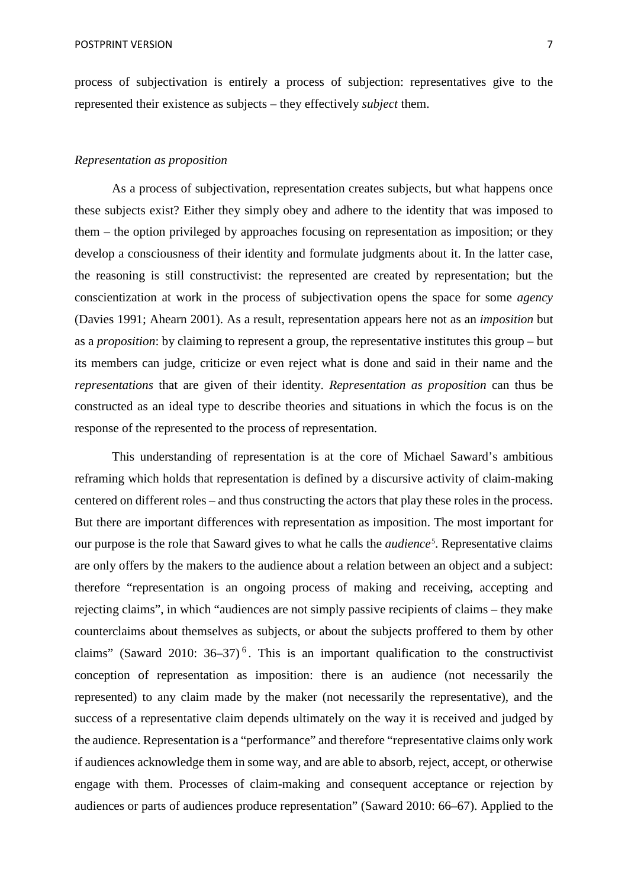process of subjectivation is entirely a process of subjection: representatives give to the represented their existence as subjects – they effectively *subject* them.

*Representation as proposition*

As a process of subjectivation, representation creates subjects, but what happens once these subjects exist? Either they simply obey and adhere to the identity that was imposed to them – the option privileged by approaches focusing on representation as imposition; or they develop a consciousness of their identity and formulate judgments about it. In the latter case, the reasoning is still constructivist: the represented are created by representation; but the conscientization at work in the process of subjectivation opens the space for some *agency* (Davies 1991; Ahearn 2001). As a result, representation appears here not as an *imposition* but as a *proposition*: by claiming to represent a group, the representative institutes this group – but its members can judge, criticize or even reject what is done and said in their name and the *representations* that are given of their identity. *Representation as proposition* can thus be constructed as an ideal type to describe theories and situations in which the focus is on the response of the represented to the process of representation.

This understanding of representation is at the core of Michael Saward's ambitious reframing which holds that representation is defined by a discursive activity of claim-making centered on different roles – and thus constructing the actors that play these roles in the process. But there are important differences with representation as imposition. The most important for our purpose is the role that Saward gives to what he calls the *audience*[5]. Representative claims are only offers by the makers to the audience about a relation between an object and a subject: therefore "representation is an ongoing process of making and receiving, accepting and rejecting claims", in which "audiences are not simply passive recipients of claims – they make counterclaims about themselves as subjects, or about the subjects proffered to them by other claims" (Saward 2010: 36–37)[6]. This is an important qualification to the constructivist conception of representation as imposition: there is an audience (not necessarily the represented) to any claim made by the maker (not necessarily the representative), and the success of a representative claim depends ultimately on the way it is received and judged by the audience. Representation is a "performance" and therefore "representative claims only work if audiences acknowledge them in some way, and are able to absorb, reject, accept, or otherwise engage with them. Processes of claim-making and consequent acceptance or rejection by audiences or parts of audiences produce representation" (Saward 2010: 66–67). Applied to the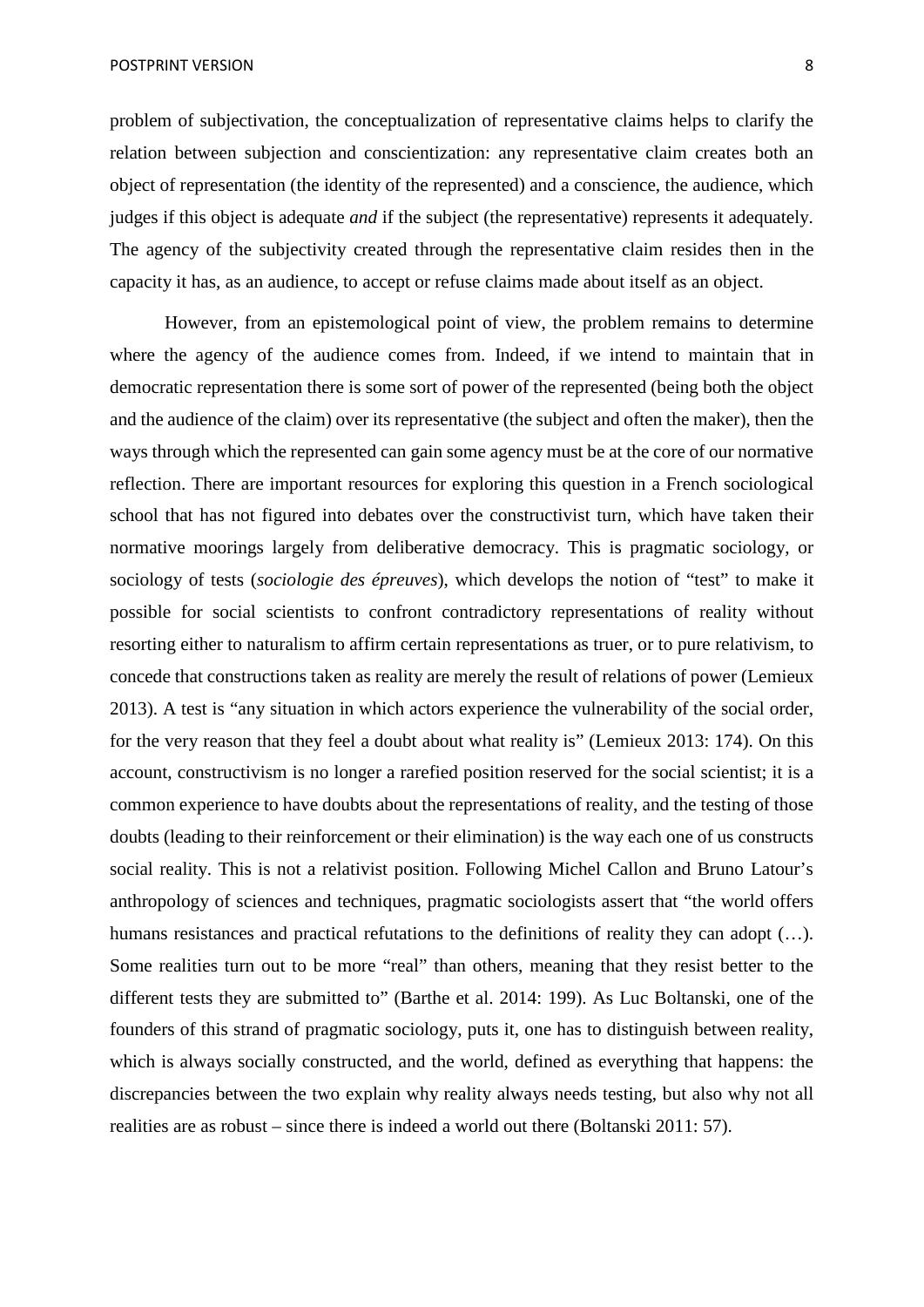problem of subjectivation, the conceptualization of representative claims helps to clarify the relation between subjection and conscientization: any representative claim creates both an object of representation (the identity of the represented) and a conscience, the audience, which judges if this object is adequate *and* if the subject (the representative) represents it adequately. The agency of the subjectivity created through the representative claim resides then in the capacity it has, as an audience, to accept or refuse claims made about itself as an object.

However, from an epistemological point of view, the problem remains to determine where the agency of the audience comes from. Indeed, if we intend to maintain that in democratic representation there is some sort of power of the represented (being both the object and the audience of the claim) over its representative (the subject and often the maker), then the ways through which the represented can gain some agency must be at the core of our normative reflection. There are important resources for exploring this question in a French sociological school that has not figured into debates over the constructivist turn, which have taken their normative moorings largely from deliberative democracy. This is pragmatic sociology, or sociology of tests (*sociologie des épreuves*), which develops the notion of "test" to make it possible for social scientists to confront contradictory representations of reality without resorting either to naturalism to affirm certain representations as truer, or to pure relativism, to concede that constructions taken as reality are merely the result of relations of power (Lemieux 2013). A test is "any situation in which actors experience the vulnerability of the social order, for the very reason that they feel a doubt about what reality is" (Lemieux 2013: 174). On this account, constructivism is no longer a rarefied position reserved for the social scientist; it is a common experience to have doubts about the representations of reality, and the testing of those doubts (leading to their reinforcement or their elimination) is the way each one of us constructs social reality. This is not a relativist position. Following Michel Callon and Bruno Latour's anthropology of sciences and techniques, pragmatic sociologists assert that "the world offers humans resistances and practical refutations to the definitions of reality they can adopt (…). Some realities turn out to be more "real" than others, meaning that they resist better to the different tests they are submitted to" (Barthe et al. 2014: 199). As Luc Boltanski, one of the founders of this strand of pragmatic sociology, puts it, one has to distinguish between reality, which is always socially constructed, and the world, defined as everything that happens: the discrepancies between the two explain why reality always needs testing, but also why not all realities are as robust – since there is indeed a world out there (Boltanski 2011: 57).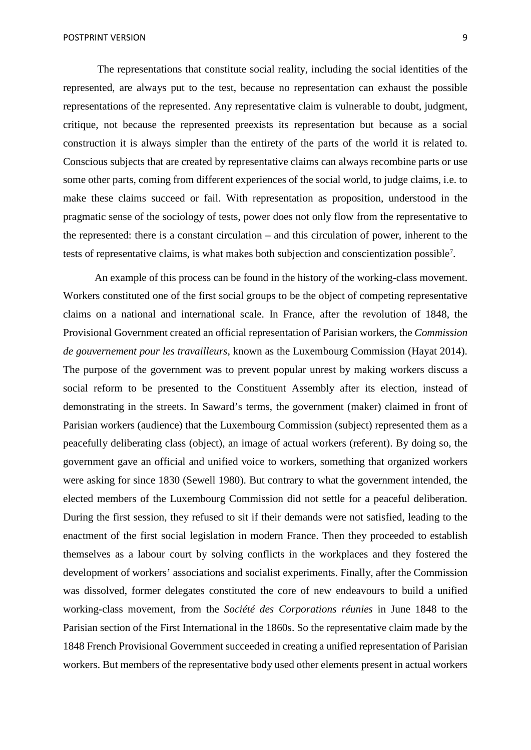The representations that constitute social reality, including the social identities of the represented, are always put to the test, because no representation can exhaust the possible representations of the represented. Any representative claim is vulnerable to doubt, judgment, critique, not because the represented preexists its representation but because as a social construction it is always simpler than the entirety of the parts of the world it is related to. Conscious subjects that are created by representative claims can always recombine parts or use some other parts, coming from different experiences of the social world, to judge claims, i.e. to make these claims succeed or fail. With representation as proposition, understood in the pragmatic sense of the sociology of tests, power does not only flow from the representative to the represented: there is a constant circulation – and this circulation of power, inherent to the tests of representative claims, is what makes both subjection and conscientization possible[7].

An example of this process can be found in the history of the working-class movement. Workers constituted one of the first social groups to be the object of competing representative claims on a national and international scale. In France, after the revolution of 1848, the Provisional Government created an official representation of Parisian workers, the *Commission de gouvernement pour les travailleurs*, known as the Luxembourg Commission (Hayat 2014). The purpose of the government was to prevent popular unrest by making workers discuss a social reform to be presented to the Constituent Assembly after its election, instead of demonstrating in the streets. In Saward's terms, the government (maker) claimed in front of Parisian workers (audience) that the Luxembourg Commission (subject) represented them as a peacefully deliberating class (object), an image of actual workers (referent). By doing so, the government gave an official and unified voice to workers, something that organized workers were asking for since 1830 (Sewell 1980). But contrary to what the government intended, the elected members of the Luxembourg Commission did not settle for a peaceful deliberation. During the first session, they refused to sit if their demands were not satisfied, leading to the enactment of the first social legislation in modern France. Then they proceeded to establish themselves as a labour court by solving conflicts in the workplaces and they fostered the development of workers' associations and socialist experiments. Finally, after the Commission was dissolved, former delegates constituted the core of new endeavours to build a unified working-class movement, from the *Société des Corporations réunies* in June 1848 to the Parisian section of the First International in the 1860s. So the representative claim made by the 1848 French Provisional Government succeeded in creating a unified representation of Parisian workers. But members of the representative body used other elements present in actual workers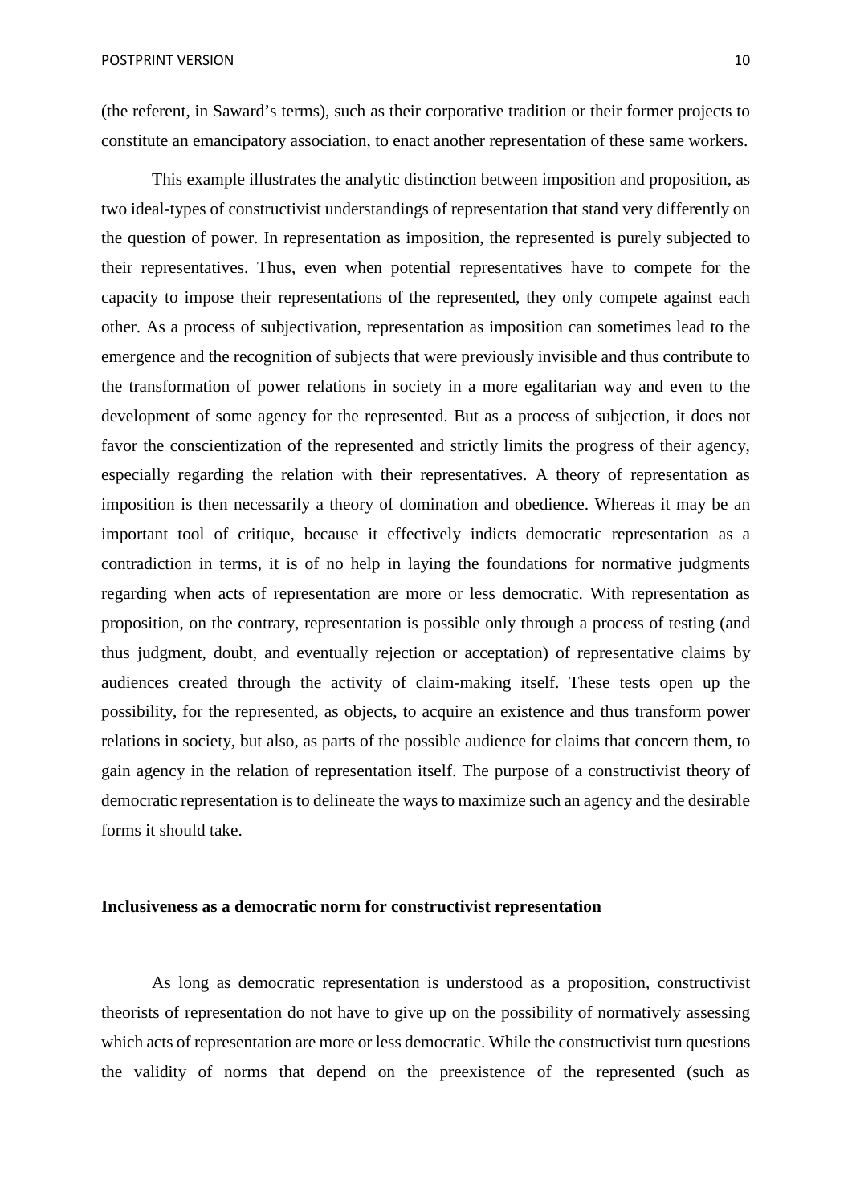(the referent, in Saward's terms), such as their corporative tradition or their former projects to constitute an emancipatory association, to enact another representation of these same workers.

This example illustrates the analytic distinction between imposition and proposition, as two ideal-types of constructivist understandings of representation that stand very differently on the question of power. In representation as imposition, the represented is purely subjected to their representatives. Thus, even when potential representatives have to compete for the capacity to impose their representations of the represented, they only compete against each other. As a process of subjectivation, representation as imposition can sometimes lead to the emergence and the recognition of subjects that were previously invisible and thus contribute to the transformation of power relations in society in a more egalitarian way and even to the development of some agency for the represented. But as a process of subjection, it does not favor the conscientization of the represented and strictly limits the progress of their agency, especially regarding the relation with their representatives. A theory of representation as imposition is then necessarily a theory of domination and obedience. Whereas it may be an important tool of critique, because it effectively indicts democratic representation as a contradiction in terms, it is of no help in laying the foundations for normative judgments regarding when acts of representation are more or less democratic. With representation as proposition, on the contrary, representation is possible only through a process of testing (and thus judgment, doubt, and eventually rejection or acceptation) of representative claims by audiences created through the activity of claim-making itself. These tests open up the possibility, for the represented, as objects, to acquire an existence and thus transform power relations in society, but also, as parts of the possible audience for claims that concern them, to gain agency in the relation of representation itself. The purpose of a constructivist theory of democratic representation is to delineate the ways to maximize such an agency and the desirable forms it should take.

### Inclusiveness as a democratic norm for constructivist representation

As long as democratic representation is understood as a proposition, constructivist theorists of representation do not have to give up on the possibility of normatively assessing which acts of representation are more or less democratic. While the constructivist turn questions the validity of norms that depend on the preexistence of the represented (such as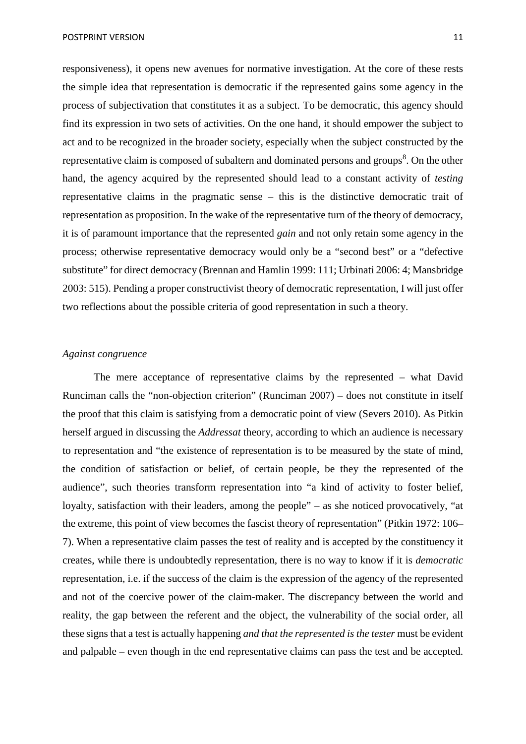responsiveness), it opens new avenues for normative investigation. At the core of these rests the simple idea that representation is democratic if the represented gains some agency in the process of subjectivation that constitutes it as a subject. To be democratic, this agency should find its expression in two sets of activities. On the one hand, it should empower the subject to act and to be recognized in the broader society, especially when the subject constructed by the representative claim is composed of subaltern and dominated persons and groups[8]. On the other hand, the agency acquired by the represented should lead to a constant activity of *testing* representative claims in the pragmatic sense – this is the distinctive democratic trait of representation as proposition. In the wake of the representative turn of the theory of democracy, it is of paramount importance that the represented *gain* and not only retain some agency in the process; otherwise representative democracy would only be a "second best" or a "defective substitute" for direct democracy (Brennan and Hamlin 1999: 111; Urbinati 2006: 4; Mansbridge 2003: 515). Pending a proper constructivist theory of democratic representation, I will just offer two reflections about the possible criteria of good representation in such a theory.

*Against congruence*

The mere acceptance of representative claims by the represented – what David Runciman calls the "non-objection criterion" (Runciman 2007) – does not constitute in itself the proof that this claim is satisfying from a democratic point of view (Severs 2010). As Pitkin herself argued in discussing the *Addressat* theory, according to which an audience is necessary to representation and "the existence of representation is to be measured by the state of mind, the condition of satisfaction or belief, of certain people, be they the represented of the audience", such theories transform representation into "a kind of activity to foster belief, loyalty, satisfaction with their leaders, among the people" – as she noticed provocatively, "at the extreme, this point of view becomes the fascist theory of representation" (Pitkin 1972: 106–7). When a representative claim passes the test of reality and is accepted by the constituency it creates, while there is undoubtedly representation, there is no way to know if it is *democratic* representation, i.e. if the success of the claim is the expression of the agency of the represented and not of the coercive power of the claim-maker. The discrepancy between the world and reality, the gap between the referent and the object, the vulnerability of the social order, all these signs that a test is actually happening *and that the represented is the tester* must be evident and palpable – even though in the end representative claims can pass the test and be accepted.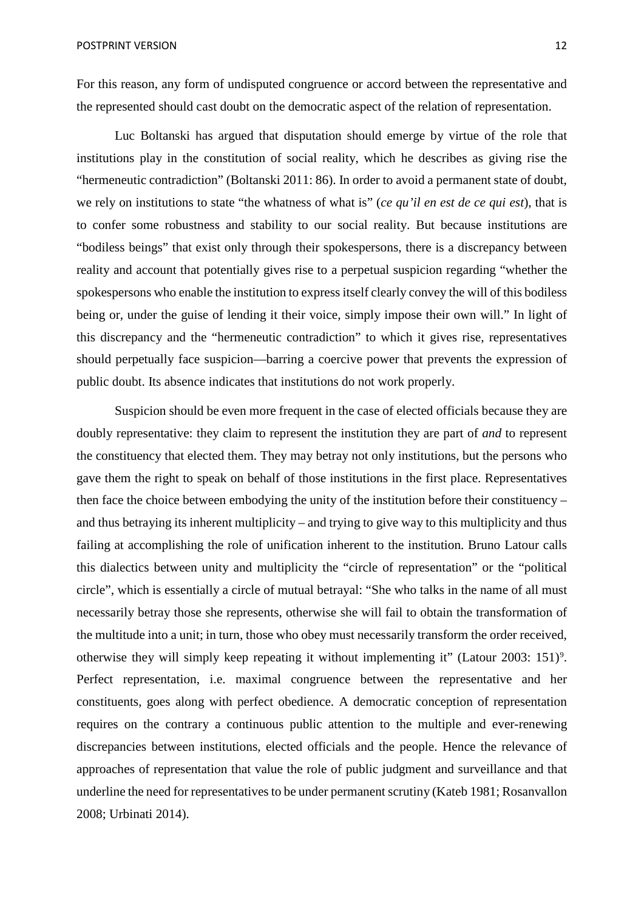For this reason, any form of undisputed congruence or accord between the representative and the represented should cast doubt on the democratic aspect of the relation of representation.

Luc Boltanski has argued that disputation should emerge by virtue of the role that institutions play in the constitution of social reality, which he describes as giving rise the "hermeneutic contradiction" (Boltanski 2011: 86). In order to avoid a permanent state of doubt, we rely on institutions to state "the whatness of what is" (*ce qu'il en est de ce qui est*), that is to confer some robustness and stability to our social reality. But because institutions are "bodiless beings" that exist only through their spokespersons, there is a discrepancy between reality and account that potentially gives rise to a perpetual suspicion regarding "whether the spokespersons who enable the institution to express itself clearly convey the will of this bodiless being or, under the guise of lending it their voice, simply impose their own will." In light of this discrepancy and the "hermeneutic contradiction" to which it gives rise, representatives should perpetually face suspicion—barring a coercive power that prevents the expression of public doubt. Its absence indicates that institutions do not work properly.

Suspicion should be even more frequent in the case of elected officials because they are doubly representative: they claim to represent the institution they are part of *and* to represent the constituency that elected them. They may betray not only institutions, but the persons who gave them the right to speak on behalf of those institutions in the first place. Representatives then face the choice between embodying the unity of the institution before their constituency – and thus betraying its inherent multiplicity – and trying to give way to this multiplicity and thus failing at accomplishing the role of unification inherent to the institution. Bruno Latour calls this dialectics between unity and multiplicity the "circle of representation" or the "political circle", which is essentially a circle of mutual betrayal: "She who talks in the name of all must necessarily betray those she represents, otherwise she will fail to obtain the transformation of the multitude into a unit; in turn, those who obey must necessarily transform the order received, otherwise they will simply keep repeating it without implementing it" (Latour 2003: 151)[9]. Perfect representation, i.e. maximal congruence between the representative and her constituents, goes along with perfect obedience. A democratic conception of representation requires on the contrary a continuous public attention to the multiple and ever-renewing discrepancies between institutions, elected officials and the people. Hence the relevance of approaches of representation that value the role of public judgment and surveillance and that underline the need for representatives to be under permanent scrutiny (Kateb 1981; Rosanvallon 2008; Urbinati 2014).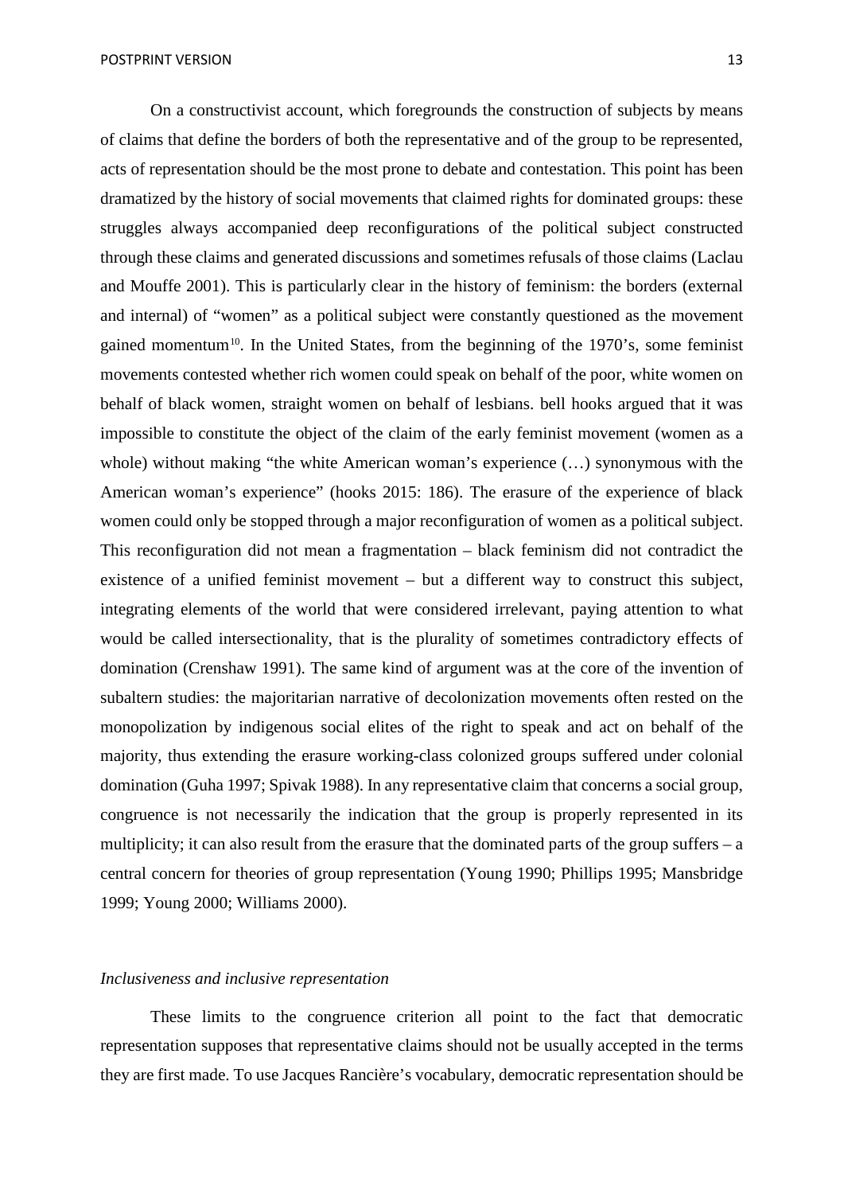On a constructivist account, which foregrounds the construction of subjects by means of claims that define the borders of both the representative and of the group to be represented, acts of representation should be the most prone to debate and contestation. This point has been dramatized by the history of social movements that claimed rights for dominated groups: these struggles always accompanied deep reconfigurations of the political subject constructed through these claims and generated discussions and sometimes refusals of those claims (Laclau and Mouffe 2001). This is particularly clear in the history of feminism: the borders (external and internal) of "women" as a political subject were constantly questioned as the movement gained momentum[10]. In the United States, from the beginning of the 1970's, some feminist movements contested whether rich women could speak on behalf of the poor, white women on behalf of black women, straight women on behalf of lesbians. bell hooks argued that it was impossible to constitute the object of the claim of the early feminist movement (women as a whole) without making "the white American woman's experience (…) synonymous with the American woman's experience" (hooks 2015: 186). The erasure of the experience of black women could only be stopped through a major reconfiguration of women as a political subject. This reconfiguration did not mean a fragmentation – black feminism did not contradict the existence of a unified feminist movement – but a different way to construct this subject, integrating elements of the world that were considered irrelevant, paying attention to what would be called intersectionality, that is the plurality of sometimes contradictory effects of domination (Crenshaw 1991). The same kind of argument was at the core of the invention of subaltern studies: the majoritarian narrative of decolonization movements often rested on the monopolization by indigenous social elites of the right to speak and act on behalf of the majority, thus extending the erasure working-class colonized groups suffered under colonial domination (Guha 1997; Spivak 1988). In any representative claim that concerns a social group, congruence is not necessarily the indication that the group is properly represented in its multiplicity; it can also result from the erasure that the dominated parts of the group suffers – a central concern for theories of group representation (Young 1990; Phillips 1995; Mansbridge 1999; Young 2000; Williams 2000).

### *Inclusiveness and inclusive representation*

These limits to the congruence criterion all point to the fact that democratic representation supposes that representative claims should not be usually accepted in the terms they are first made. To use Jacques Rancière's vocabulary, democratic representation should be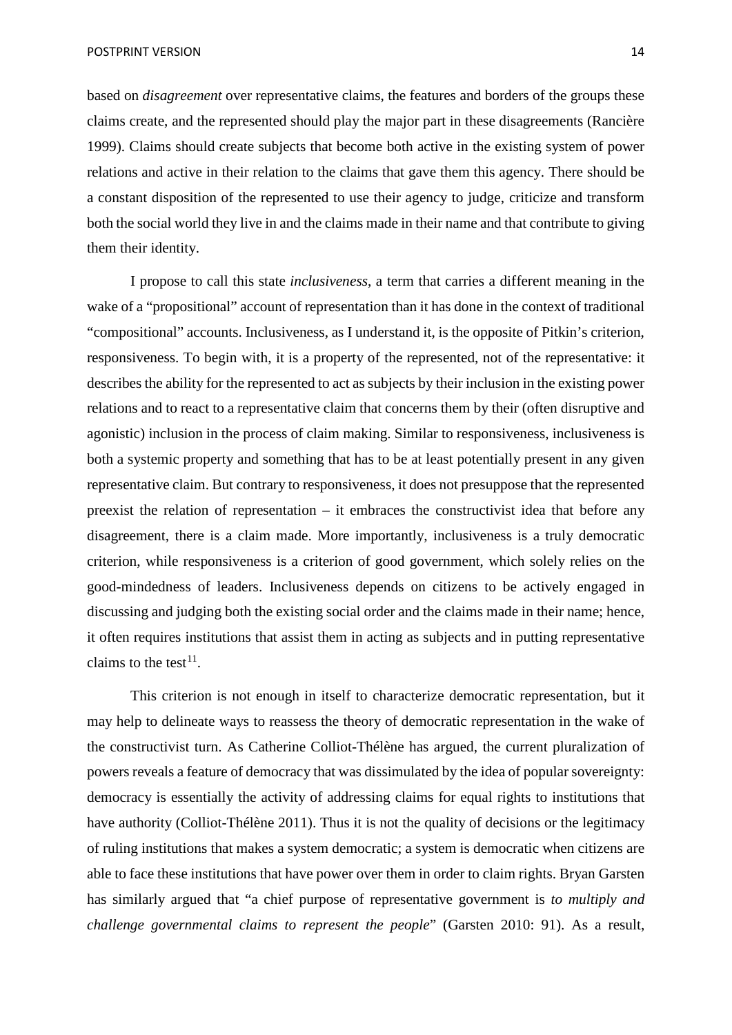based on *disagreement* over representative claims, the features and borders of the groups these claims create, and the represented should play the major part in these disagreements (Rancière 1999). Claims should create subjects that become both active in the existing system of power relations and active in their relation to the claims that gave them this agency. There should be a constant disposition of the represented to use their agency to judge, criticize and transform both the social world they live in and the claims made in their name and that contribute to giving them their identity.

I propose to call this state *inclusiveness*, a term that carries a different meaning in the wake of a "propositional" account of representation than it has done in the context of traditional "compositional" accounts. Inclusiveness, as I understand it, is the opposite of Pitkin's criterion, responsiveness. To begin with, it is a property of the represented, not of the representative: it describes the ability for the represented to act as subjects by their inclusion in the existing power relations and to react to a representative claim that concerns them by their (often disruptive and agonistic) inclusion in the process of claim making. Similar to responsiveness, inclusiveness is both a systemic property and something that has to be at least potentially present in any given representative claim. But contrary to responsiveness, it does not presuppose that the represented preexist the relation of representation – it embraces the constructivist idea that before any disagreement, there is a claim made. More importantly, inclusiveness is a truly democratic criterion, while responsiveness is a criterion of good government, which solely relies on the good-mindedness of leaders. Inclusiveness depends on citizens to be actively engaged in discussing and judging both the existing social order and the claims made in their name; hence, it often requires institutions that assist them in acting as subjects and in putting representative claims to the test[11].

This criterion is not enough in itself to characterize democratic representation, but it may help to delineate ways to reassess the theory of democratic representation in the wake of the constructivist turn. As Catherine Colliot-Thélène has argued, the current pluralization of powers reveals a feature of democracy that was dissimulated by the idea of popular sovereignty: democracy is essentially the activity of addressing claims for equal rights to institutions that have authority (Colliot-Thélène 2011). Thus it is not the quality of decisions or the legitimacy of ruling institutions that makes a system democratic; a system is democratic when citizens are able to face these institutions that have power over them in order to claim rights. Bryan Garsten has similarly argued that "a chief purpose of representative government is *to multiply and challenge governmental claims to represent the people*" (Garsten 2010: 91). As a result,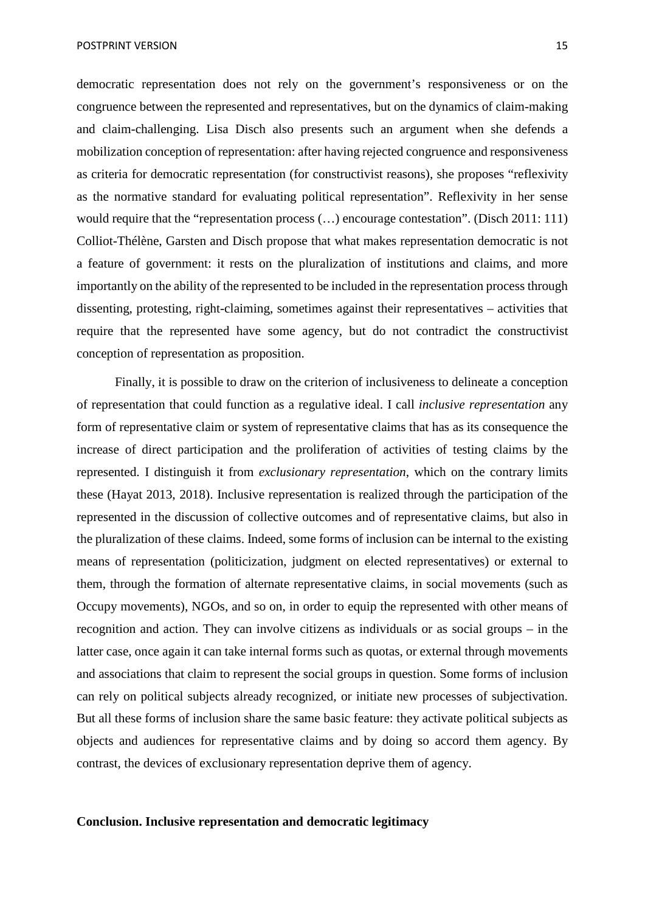democratic representation does not rely on the government's responsiveness or on the congruence between the represented and representatives, but on the dynamics of claim-making and claim-challenging. Lisa Disch also presents such an argument when she defends a mobilization conception of representation: after having rejected congruence and responsiveness as criteria for democratic representation (for constructivist reasons), she proposes "reflexivity as the normative standard for evaluating political representation". Reflexivity in her sense would require that the "representation process (…) encourage contestation". (Disch 2011: 111) Colliot-Thélène, Garsten and Disch propose that what makes representation democratic is not a feature of government: it rests on the pluralization of institutions and claims, and more importantly on the ability of the represented to be included in the representation process through dissenting, protesting, right-claiming, sometimes against their representatives – activities that require that the represented have some agency, but do not contradict the constructivist conception of representation as proposition.

Finally, it is possible to draw on the criterion of inclusiveness to delineate a conception of representation that could function as a regulative ideal. I call *inclusive representation* any form of representative claim or system of representative claims that has as its consequence the increase of direct participation and the proliferation of activities of testing claims by the represented. I distinguish it from *exclusionary representation*, which on the contrary limits these (Hayat 2013, 2018). Inclusive representation is realized through the participation of the represented in the discussion of collective outcomes and of representative claims, but also in the pluralization of these claims. Indeed, some forms of inclusion can be internal to the existing means of representation (politicization, judgment on elected representatives) or external to them, through the formation of alternate representative claims, in social movements (such as Occupy movements), NGOs, and so on, in order to equip the represented with other means of recognition and action. They can involve citizens as individuals or as social groups – in the latter case, once again it can take internal forms such as quotas, or external through movements and associations that claim to represent the social groups in question. Some forms of inclusion can rely on political subjects already recognized, or initiate new processes of subjectivation. But all these forms of inclusion share the same basic feature: they activate political subjects as objects and audiences for representative claims and by doing so accord them agency. By contrast, the devices of exclusionary representation deprive them of agency.

## Conclusion. Inclusive representation and democratic legitimacy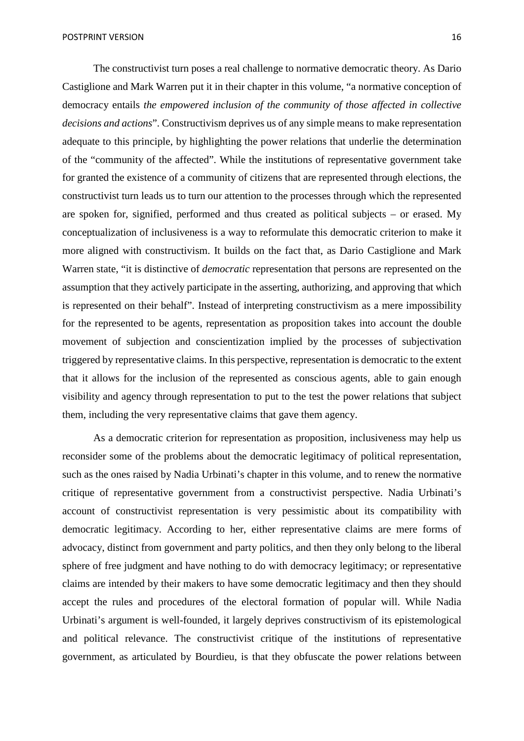The constructivist turn poses a real challenge to normative democratic theory. As Dario Castiglione and Mark Warren put it in their chapter in this volume, "a normative conception of democracy entails *the empowered inclusion of the community of those affected in collective decisions and actions*". Constructivism deprives us of any simple means to make representation adequate to this principle, by highlighting the power relations that underlie the determination of the "community of the affected". While the institutions of representative government take for granted the existence of a community of citizens that are represented through elections, the constructivist turn leads us to turn our attention to the processes through which the represented are spoken for, signified, performed and thus created as political subjects – or erased. My conceptualization of inclusiveness is a way to reformulate this democratic criterion to make it more aligned with constructivism. It builds on the fact that, as Dario Castiglione and Mark Warren state, "it is distinctive of *democratic* representation that persons are represented on the assumption that they actively participate in the asserting, authorizing, and approving that which is represented on their behalf". Instead of interpreting constructivism as a mere impossibility for the represented to be agents, representation as proposition takes into account the double movement of subjection and conscientization implied by the processes of subjectivation triggered by representative claims. In this perspective, representation is democratic to the extent that it allows for the inclusion of the represented as conscious agents, able to gain enough visibility and agency through representation to put to the test the power relations that subject them, including the very representative claims that gave them agency.

As a democratic criterion for representation as proposition, inclusiveness may help us reconsider some of the problems about the democratic legitimacy of political representation, such as the ones raised by Nadia Urbinati's chapter in this volume, and to renew the normative critique of representative government from a constructivist perspective. Nadia Urbinati's account of constructivist representation is very pessimistic about its compatibility with democratic legitimacy. According to her, either representative claims are mere forms of advocacy, distinct from government and party politics, and then they only belong to the liberal sphere of free judgment and have nothing to do with democracy legitimacy; or representative claims are intended by their makers to have some democratic legitimacy and then they should accept the rules and procedures of the electoral formation of popular will. While Nadia Urbinati's argument is well-founded, it largely deprives constructivism of its epistemological and political relevance. The constructivist critique of the institutions of representative government, as articulated by Bourdieu, is that they obfuscate the power relations between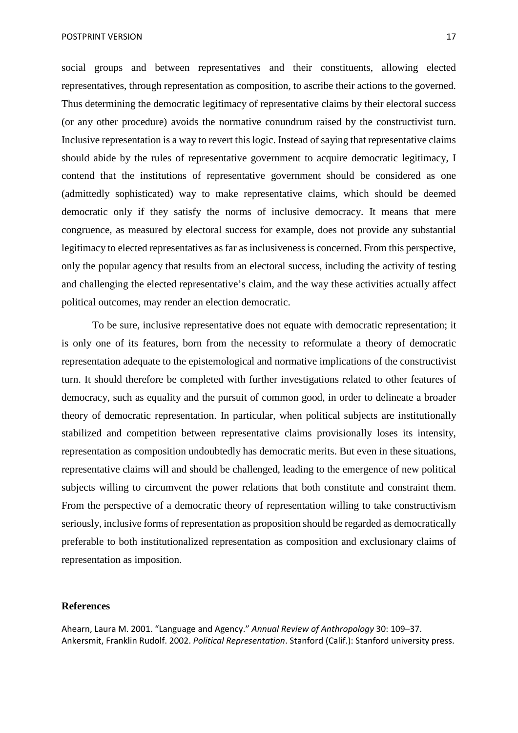social groups and between representatives and their constituents, allowing elected representatives, through representation as composition, to ascribe their actions to the governed. Thus determining the democratic legitimacy of representative claims by their electoral success (or any other procedure) avoids the normative conundrum raised by the constructivist turn. Inclusive representation is a way to revert this logic. Instead of saying that representative claims should abide by the rules of representative government to acquire democratic legitimacy, I contend that the institutions of representative government should be considered as one (admittedly sophisticated) way to make representative claims, which should be deemed democratic only if they satisfy the norms of inclusive democracy. It means that mere congruence, as measured by electoral success for example, does not provide any substantial legitimacy to elected representatives as far as inclusiveness is concerned. From this perspective, only the popular agency that results from an electoral success, including the activity of testing and challenging the elected representative's claim, and the way these activities actually affect political outcomes, may render an election democratic.

To be sure, inclusive representative does not equate with democratic representation; it is only one of its features, born from the necessity to reformulate a theory of democratic representation adequate to the epistemological and normative implications of the constructivist turn. It should therefore be completed with further investigations related to other features of democracy, such as equality and the pursuit of common good, in order to delineate a broader theory of democratic representation. In particular, when political subjects are institutionally stabilized and competition between representative claims provisionally loses its intensity, representation as composition undoubtedly has democratic merits. But even in these situations, representative claims will and should be challenged, leading to the emergence of new political subjects willing to circumvent the power relations that both constitute and constraint them. From the perspective of a democratic theory of representation willing to take constructivism seriously, inclusive forms of representation as proposition should be regarded as democratically preferable to both institutionalized representation as composition and exclusionary claims of representation as imposition.

## References

Ahearn, Laura M. 2001. "Language and Agency." *Annual Review of Anthropology* 30: 109–37.

Ankersmit, Franklin Rudolf. 2002. *Political Representation*. Stanford (Calif.): Stanford university press.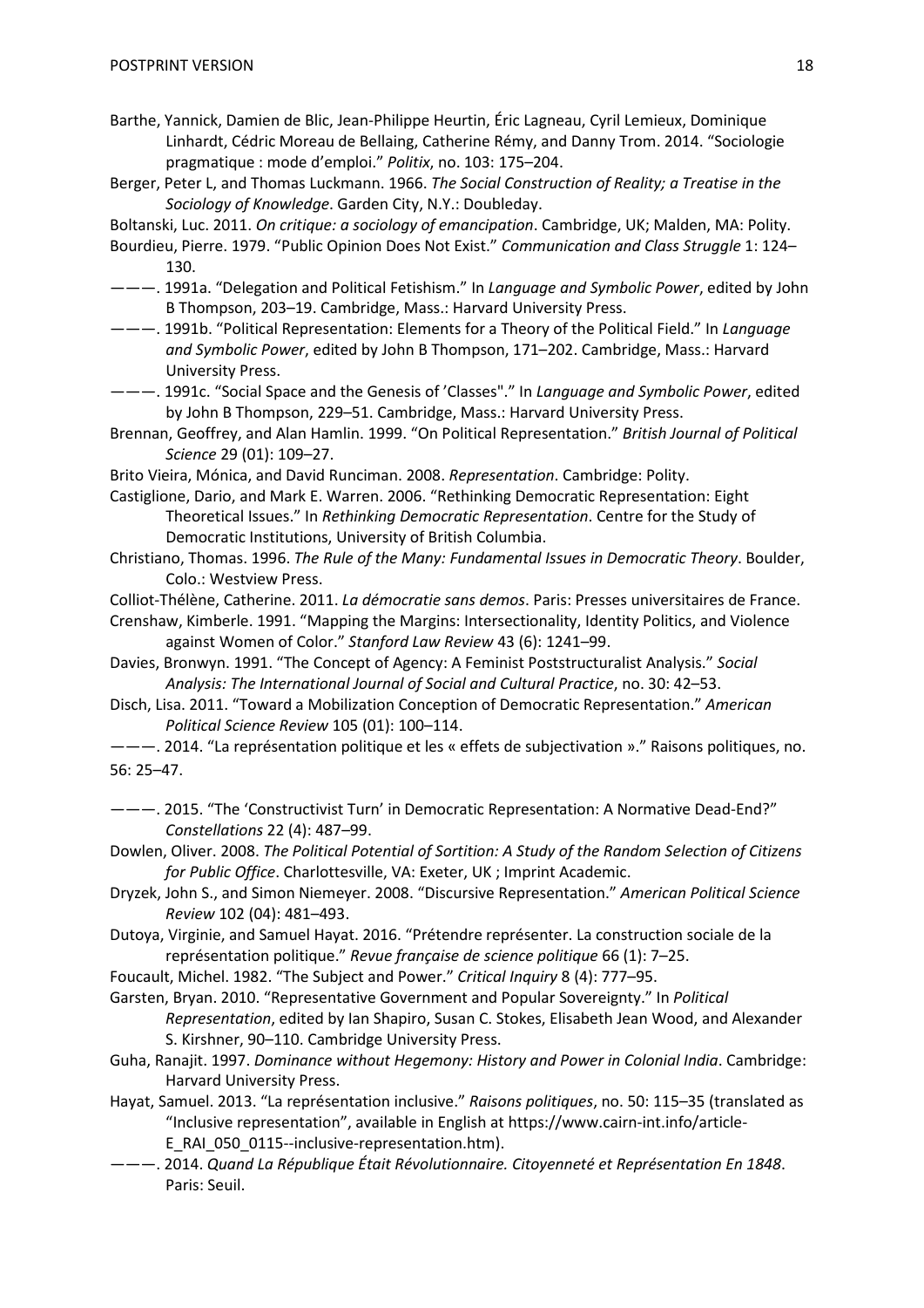Barthe, Yannick, Damien de Blic, Jean-Philippe Heurtin, Éric Lagneau, Cyril Lemieux, Dominique Linhardt, Cédric Moreau de Bellaing, Catherine Rémy, and Danny Trom. 2014. "Sociologie pragmatique : mode d'emploi." *Politix*, no. 103: 175–204.

Berger, Peter L, and Thomas Luckmann. 1966. *The Social Construction of Reality; a Treatise in the Sociology of Knowledge*. Garden City, N.Y.: Doubleday.

Boltanski, Luc. 2011. *On critique: a sociology of emancipation*. Cambridge, UK; Malden, MA: Polity.

Bourdieu, Pierre. 1979. "Public Opinion Does Not Exist." *Communication and Class Struggle* 1: 124–130.

———. 1991a. "Delegation and Political Fetishism." In *Language and Symbolic Power*, edited by John B Thompson, 203–19. Cambridge, Mass.: Harvard University Press.

———. 1991b. "Political Representation: Elements for a Theory of the Political Field." In *Language and Symbolic Power*, edited by John B Thompson, 171–202. Cambridge, Mass.: Harvard University Press.

———. 1991c. "Social Space and the Genesis of 'Classes"." In *Language and Symbolic Power*, edited by John B Thompson, 229–51. Cambridge, Mass.: Harvard University Press.

Brennan, Geoffrey, and Alan Hamlin. 1999. "On Political Representation." *British Journal of Political Science* 29 (01): 109–27.

Brito Vieira, Mónica, and David Runciman. 2008. *Representation*. Cambridge: Polity.

Castiglione, Dario, and Mark E. Warren. 2006. "Rethinking Democratic Representation: Eight Theoretical Issues." In *Rethinking Democratic Representation*. Centre for the Study of Democratic Institutions, University of British Columbia.

Christiano, Thomas. 1996. *The Rule of the Many: Fundamental Issues in Democratic Theory*. Boulder, Colo.: Westview Press.

Colliot-Thélène, Catherine. 2011. *La démocratie sans demos*. Paris: Presses universitaires de France.

Crenshaw, Kimberle. 1991. "Mapping the Margins: Intersectionality, Identity Politics, and Violence against Women of Color." *Stanford Law Review* 43 (6): 1241–99.

Davies, Bronwyn. 1991. "The Concept of Agency: A Feminist Poststructuralist Analysis." *Social Analysis: The International Journal of Social and Cultural Practice*, no. 30: 42–53.

Disch, Lisa. 2011. "Toward a Mobilization Conception of Democratic Representation." *American Political Science Review* 105 (01): 100–114.

———. 2014. "La représentation politique et les « effets de subjectivation »." Raisons politiques, no. 56: 25–47.

———. 2015. "The 'Constructivist Turn' in Democratic Representation: A Normative Dead-End?" *Constellations* 22 (4): 487–99.

Dowlen, Oliver. 2008. *The Political Potential of Sortition: A Study of the Random Selection of Citizens for Public Office*. Charlottesville, VA: Exeter, UK ; Imprint Academic.

Dryzek, John S., and Simon Niemeyer. 2008. "Discursive Representation." *American Political Science Review* 102 (04): 481–493.

Dutoya, Virginie, and Samuel Hayat. 2016. "Prétendre représenter. La construction sociale de la représentation politique." *Revue française de science politique* 66 (1): 7–25.

Foucault, Michel. 1982. "The Subject and Power." *Critical Inquiry* 8 (4): 777–95.

Garsten, Bryan. 2010. "Representative Government and Popular Sovereignty." In *Political Representation*, edited by Ian Shapiro, Susan C. Stokes, Elisabeth Jean Wood, and Alexander S. Kirshner, 90–110. Cambridge University Press.

Guha, Ranajit. 1997. *Dominance without Hegemony: History and Power in Colonial India*. Cambridge: Harvard University Press.

Hayat, Samuel. 2013. "La représentation inclusive." *Raisons politiques*, no. 50: 115–35 (translated as "Inclusive representation", available in English at https://www.cairn-int.info/article-E_RAI_050_0115--inclusive-representation.htm).

———. 2014. *Quand La République Était Révolutionnaire. Citoyenneté et Représentation En 1848*. Paris: Seuil.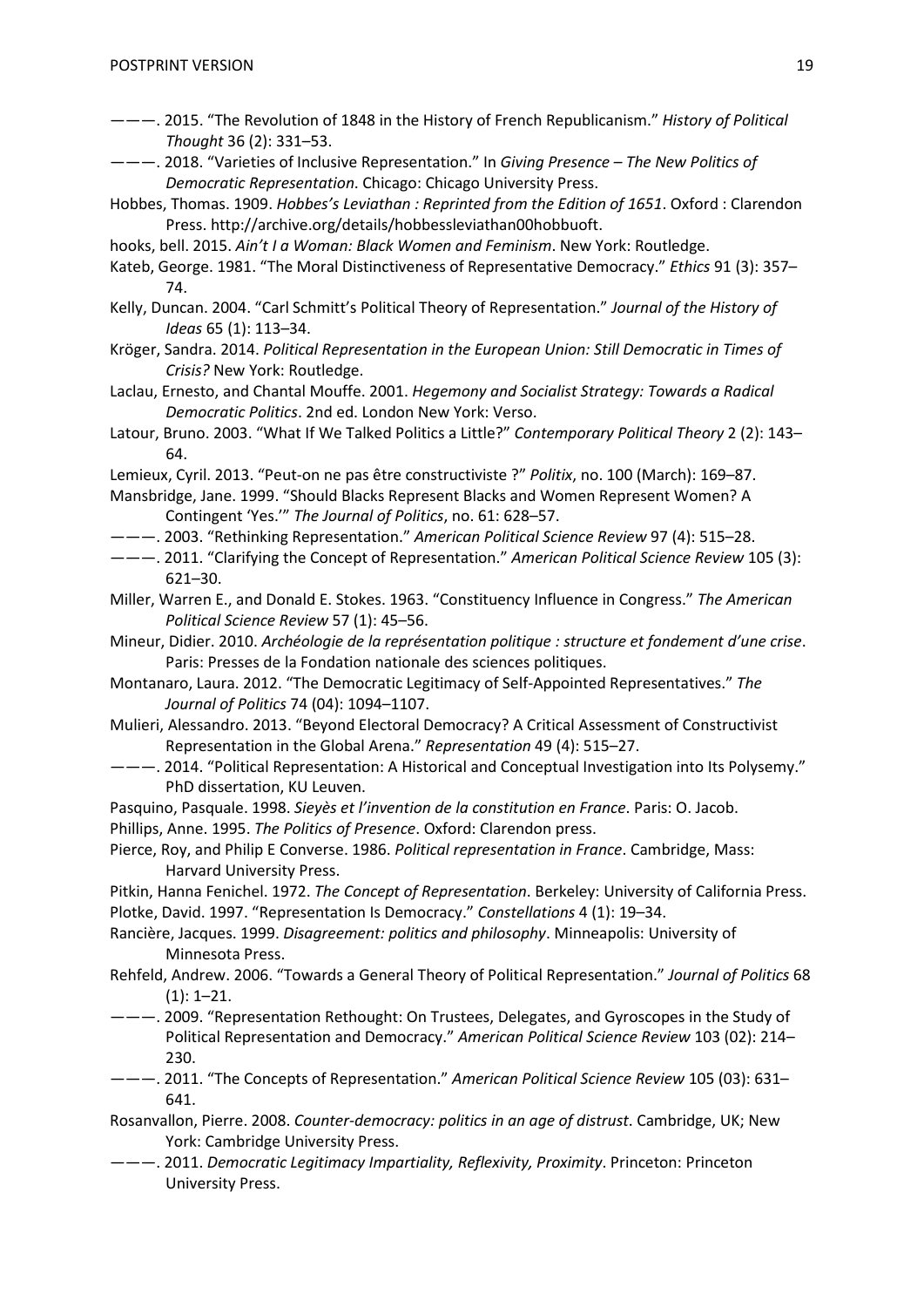———. 2015. “The Revolution of 1848 in the History of French Republicanism.” *History of Political Thought* 36 (2): 331–53.

———. 2018. “Varieties of Inclusive Representation.” In *Giving Presence – The New Politics of Democratic Representation*. Chicago: Chicago University Press.

Hobbes, Thomas. 1909. *Hobbes's Leviathan : Reprinted from the Edition of 1651*. Oxford : Clarendon Press. http://archive.org/details/hobbessleviathan00hobbuoft.

hooks, bell. 2015. *Ain't I a Woman: Black Women and Feminism*. New York: Routledge.

Kateb, George. 1981. “The Moral Distinctiveness of Representative Democracy.” *Ethics* 91 (3): 357–74.

Kelly, Duncan. 2004. “Carl Schmitt's Political Theory of Representation.” *Journal of the History of Ideas* 65 (1): 113–34.

Kröger, Sandra. 2014. *Political Representation in the European Union: Still Democratic in Times of Crisis?* New York: Routledge.

Laclau, Ernesto, and Chantal Mouffe. 2001. *Hegemony and Socialist Strategy: Towards a Radical Democratic Politics*. 2nd ed. London New York: Verso.

Latour, Bruno. 2003. “What If We Talked Politics a Little?” *Contemporary Political Theory* 2 (2): 143–64.

Lemieux, Cyril. 2013. “Peut-on ne pas être constructiviste ?” *Politix*, no. 100 (March): 169–87.

Mansbridge, Jane. 1999. “Should Blacks Represent Blacks and Women Represent Women? A Contingent 'Yes.'” *The Journal of Politics*, no. 61: 628–57.

———. 2003. “Rethinking Representation.” *American Political Science Review* 97 (4): 515–28.

———. 2011. “Clarifying the Concept of Representation.” *American Political Science Review* 105 (3): 621–30.

Miller, Warren E., and Donald E. Stokes. 1963. “Constituency Influence in Congress.” *The American Political Science Review* 57 (1): 45–56.

Mineur, Didier. 2010. *Archéologie de la représentation politique : structure et fondement d'une crise*. Paris: Presses de la Fondation nationale des sciences politiques.

Montanaro, Laura. 2012. “The Democratic Legitimacy of Self-Appointed Representatives.” *The Journal of Politics* 74 (04): 1094–1107.

Mulieri, Alessandro. 2013. “Beyond Electoral Democracy? A Critical Assessment of Constructivist Representation in the Global Arena.” *Representation* 49 (4): 515–27.

———. 2014. “Political Representation: A Historical and Conceptual Investigation into Its Polysemy.” PhD dissertation, KU Leuven.

Pasquino, Pasquale. 1998. *Sieyès et l'invention de la constitution en France*. Paris: O. Jacob.

Phillips, Anne. 1995. *The Politics of Presence*. Oxford: Clarendon press.

Pierce, Roy, and Philip E Converse. 1986. *Political representation in France*. Cambridge, Mass: Harvard University Press.

Pitkin, Hanna Fenichel. 1972. *The Concept of Representation*. Berkeley: University of California Press.

Plotke, David. 1997. “Representation Is Democracy.” *Constellations* 4 (1): 19–34.

Rancière, Jacques. 1999. *Disagreement: politics and philosophy*. Minneapolis: University of Minnesota Press.

Rehfeld, Andrew. 2006. “Towards a General Theory of Political Representation.” *Journal of Politics* 68 (1): 1–21.

———. 2009. “Representation Rethought: On Trustees, Delegates, and Gyroscopes in the Study of Political Representation and Democracy.” *American Political Science Review* 103 (02): 214–230.

———. 2011. “The Concepts of Representation.” *American Political Science Review* 105 (03): 631–641.

Rosanvallon, Pierre. 2008. *Counter-democracy: politics in an age of distrust*. Cambridge, UK; New York: Cambridge University Press.

———. 2011. *Democratic Legitimacy Impartiality, Reflexivity, Proximity*. Princeton: Princeton University Press.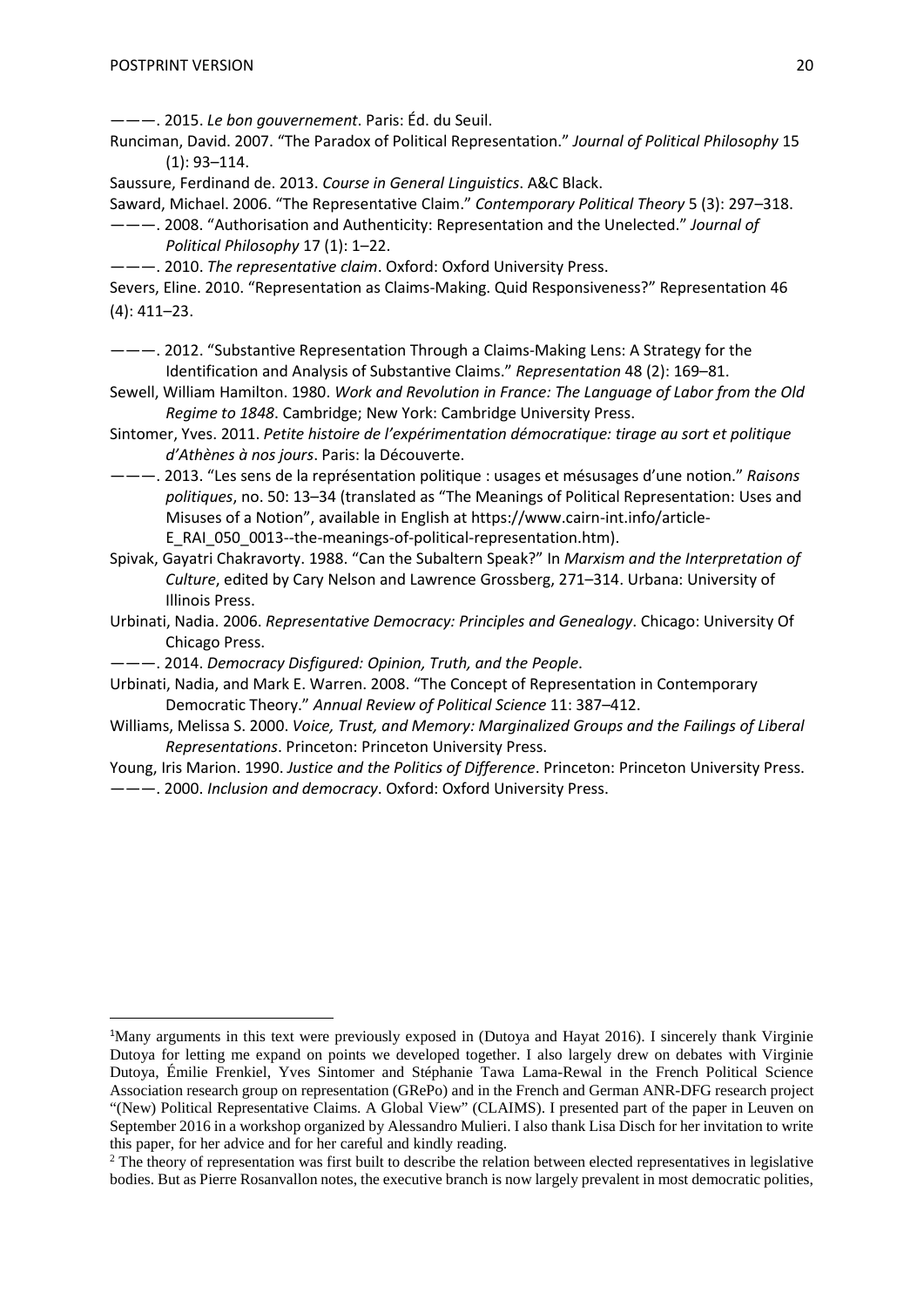———. 2015. *Le bon gouvernement*. Paris: Éd. du Seuil.

Runciman, David. 2007. "The Paradox of Political Representation." *Journal of Political Philosophy* 15 (1): 93–114.

Saussure, Ferdinand de. 2013. *Course in General Linguistics*. A&C Black.

Saward, Michael. 2006. "The Representative Claim." *Contemporary Political Theory* 5 (3): 297–318.

———. 2008. "Authorisation and Authenticity: Representation and the Unelected." *Journal of Political Philosophy* 17 (1): 1–22.

———. 2010. *The representative claim*. Oxford: Oxford University Press.

Severs, Eline. 2010. "Representation as Claims-Making. Quid Responsiveness?" Representation 46 (4): 411–23.

———. 2012. "Substantive Representation Through a Claims-Making Lens: A Strategy for the Identification and Analysis of Substantive Claims." *Representation* 48 (2): 169–81.

Sewell, William Hamilton. 1980. *Work and Revolution in France: The Language of Labor from the Old Regime to 1848*. Cambridge; New York: Cambridge University Press.

Sintomer, Yves. 2011. *Petite histoire de l'expérimentation démocratique: tirage au sort et politique d'Athènes à nos jours*. Paris: la Découverte.

———. 2013. "Les sens de la représentation politique : usages et mésusages d'une notion." *Raisons politiques*, no. 50: 13–34 (translated as "The Meanings of Political Representation: Uses and Misuses of a Notion", available in English at https://www.cairn-int.info/article-E_RAI_050_0013--the-meanings-of-political-representation.htm).

Spivak, Gayatri Chakravorty. 1988. "Can the Subaltern Speak?" In *Marxism and the Interpretation of Culture*, edited by Cary Nelson and Lawrence Grossberg, 271–314. Urbana: University of Illinois Press.

Urbinati, Nadia. 2006. *Representative Democracy: Principles and Genealogy*. Chicago: University Of Chicago Press.

———. 2014. *Democracy Disfigured: Opinion, Truth, and the People*.

Urbinati, Nadia, and Mark E. Warren. 2008. "The Concept of Representation in Contemporary Democratic Theory." *Annual Review of Political Science* 11: 387–412.

Williams, Melissa S. 2000. *Voice, Trust, and Memory: Marginalized Groups and the Failings of Liberal Representations*. Princeton: Princeton University Press.

Young, Iris Marion. 1990. *Justice and the Politics of Difference*. Princeton: Princeton University Press.

———. 2000. *Inclusion and democracy*. Oxford: Oxford University Press.

---

[1]Many arguments in this text were previously exposed in (Dutoya and Hayat 2016). I sincerely thank Virginie Dutoya for letting me expand on points we developed together. I also largely drew on debates with Virginie Dutoya, Émilie Frenkiel, Yves Sintomer and Stéphanie Tawa Lama-Rewal in the French Political Science Association research group on representation (GRePo) and in the French and German ANR-DFG research project "(New) Political Representative Claims. A Global View" (CLAIMS). I presented part of the paper in Leuven on September 2016 in a workshop organized by Alessandro Mulieri. I also thank Lisa Disch for her invitation to write this paper, for her advice and for her careful and kindly reading.

[2] The theory of representation was first built to describe the relation between elected representatives in legislative bodies. But as Pierre Rosanvallon notes, the executive branch is now largely prevalent in most democratic polities,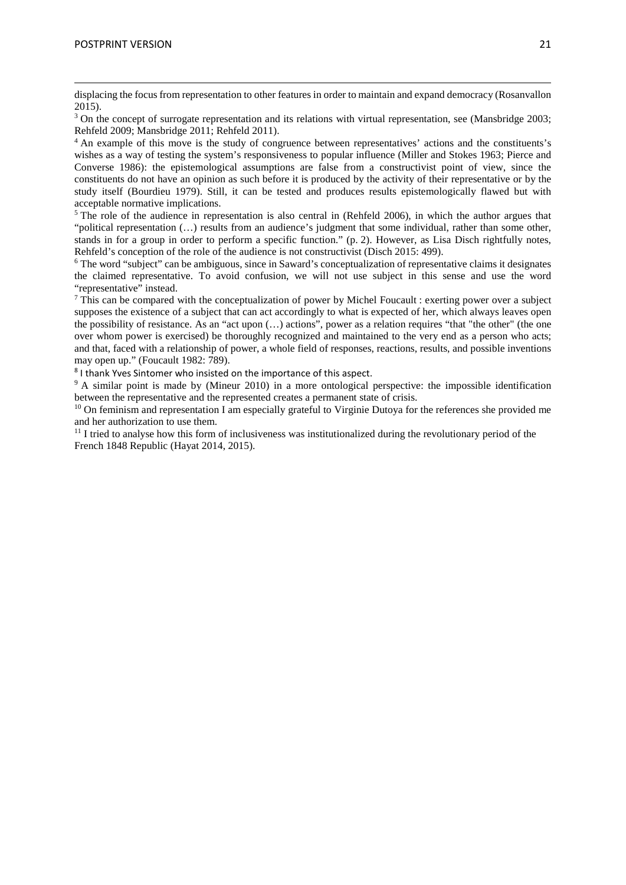displacing the focus from representation to other features in order to maintain and expand democracy (Rosanvallon 2015).

[3] On the concept of surrogate representation and its relations with virtual representation, see (Mansbridge 2003; Rehfeld 2009; Mansbridge 2011; Rehfeld 2011).

[4] An example of this move is the study of congruence between representatives' actions and the constituents's wishes as a way of testing the system's responsiveness to popular influence (Miller and Stokes 1963; Pierce and Converse 1986): the epistemological assumptions are false from a constructivist point of view, since the constituents do not have an opinion as such before it is produced by the activity of their representative or by the study itself (Bourdieu 1979). Still, it can be tested and produces results epistemologically flawed but with acceptable normative implications.

[5] The role of the audience in representation is also central in (Rehfeld 2006), in which the author argues that "political representation (…) results from an audience's judgment that some individual, rather than some other, stands in for a group in order to perform a specific function." (p. 2). However, as Lisa Disch rightfully notes, Rehfeld's conception of the role of the audience is not constructivist (Disch 2015: 499).

[6] The word "subject" can be ambiguous, since in Saward's conceptualization of representative claims it designates the claimed representative. To avoid confusion, we will not use subject in this sense and use the word "representative" instead.

[7] This can be compared with the conceptualization of power by Michel Foucault : exerting power over a subject supposes the existence of a subject that can act accordingly to what is expected of her, which always leaves open the possibility of resistance. As an "act upon (…) actions", power as a relation requires "that "the other" (the one over whom power is exercised) be thoroughly recognized and maintained to the very end as a person who acts; and that, faced with a relationship of power, a whole field of responses, reactions, results, and possible inventions may open up." (Foucault 1982: 789).

[8] I thank Yves Sintomer who insisted on the importance of this aspect.

[9] A similar point is made by (Mineur 2010) in a more ontological perspective: the impossible identification between the representative and the represented creates a permanent state of crisis.

[10] On feminism and representation I am especially grateful to Virginie Dutoya for the references she provided me and her authorization to use them.

[11] I tried to analyse how this form of inclusiveness was institutionalized during the revolutionary period of the French 1848 Republic (Hayat 2014, 2015).